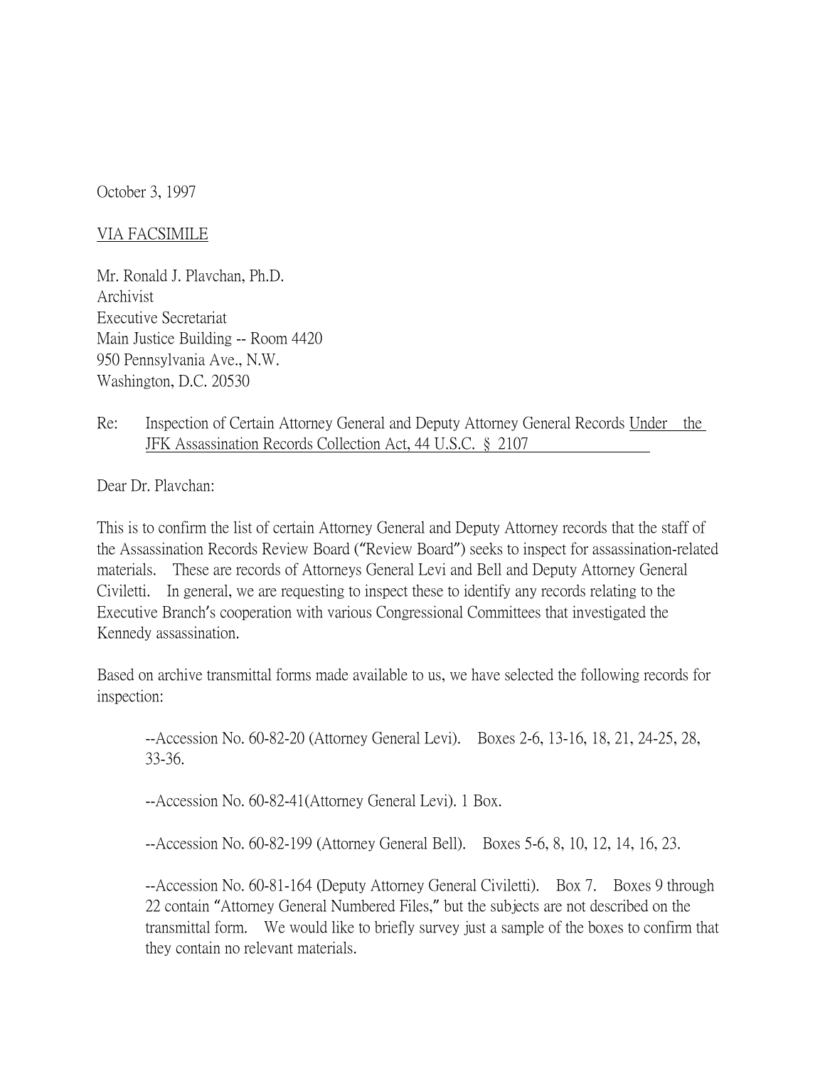October 3, 1997

VIA FACSIMILE

Mr. Ronald J. Plavchan, Ph.D.
Archivist
Executive Secretariat
Main Justice Building -- Room 4420
950 Pennsylvania Ave., N.W.
Washington, D.C. 20530

Re: Inspection of Certain Attorney General and Deputy Attorney General Records Under the JFK Assassination Records Collection Act, 44 U.S.C. § 2107

Dear Dr. Plavchan:

This is to confirm the list of certain Attorney General and Deputy Attorney records that the staff of the Assassination Records Review Board ("Review Board") seeks to inspect for assassination-related materials. These are records of Attorneys General Levi and Bell and Deputy Attorney General Civiletti. In general, we are requesting to inspect these to identify any records relating to the Executive Branch's cooperation with various Congressional Committees that investigated the Kennedy assassination.

Based on archive transmittal forms made available to us, we have selected the following records for inspection:

--Accession No. 60-82-20 (Attorney General Levi). Boxes 2-6, 13-16, 18, 21, 24-25, 28, 33-36.

--Accession No. 60-82-41(Attorney General Levi). 1 Box.

--Accession No. 60-82-199 (Attorney General Bell). Boxes 5-6, 8, 10, 12, 14, 16, 23.

--Accession No. 60-81-164 (Deputy Attorney General Civiletti). Box 7. Boxes 9 through 22 contain "Attorney General Numbered Files," but the subjects are not described on the transmittal form. We would like to briefly survey just a sample of the boxes to confirm that they contain no relevant materials.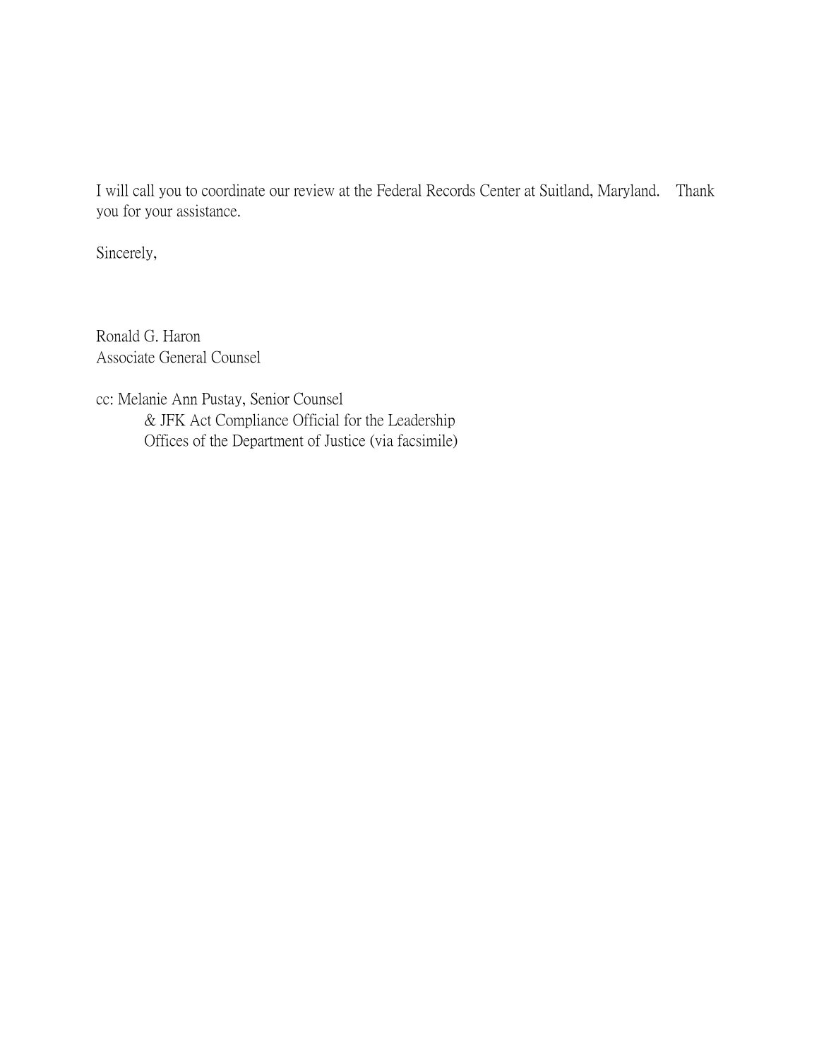I will call you to coordinate our review at the Federal Records Center at Suitland, Maryland. Thank you for your assistance.

Sincerely,

Ronald G. Haron
Associate General Counsel

cc: Melanie Ann Pustay, Senior Counsel
& JFK Act Compliance Official for the Leadership
Offices of the Department of Justice (via facsimile)